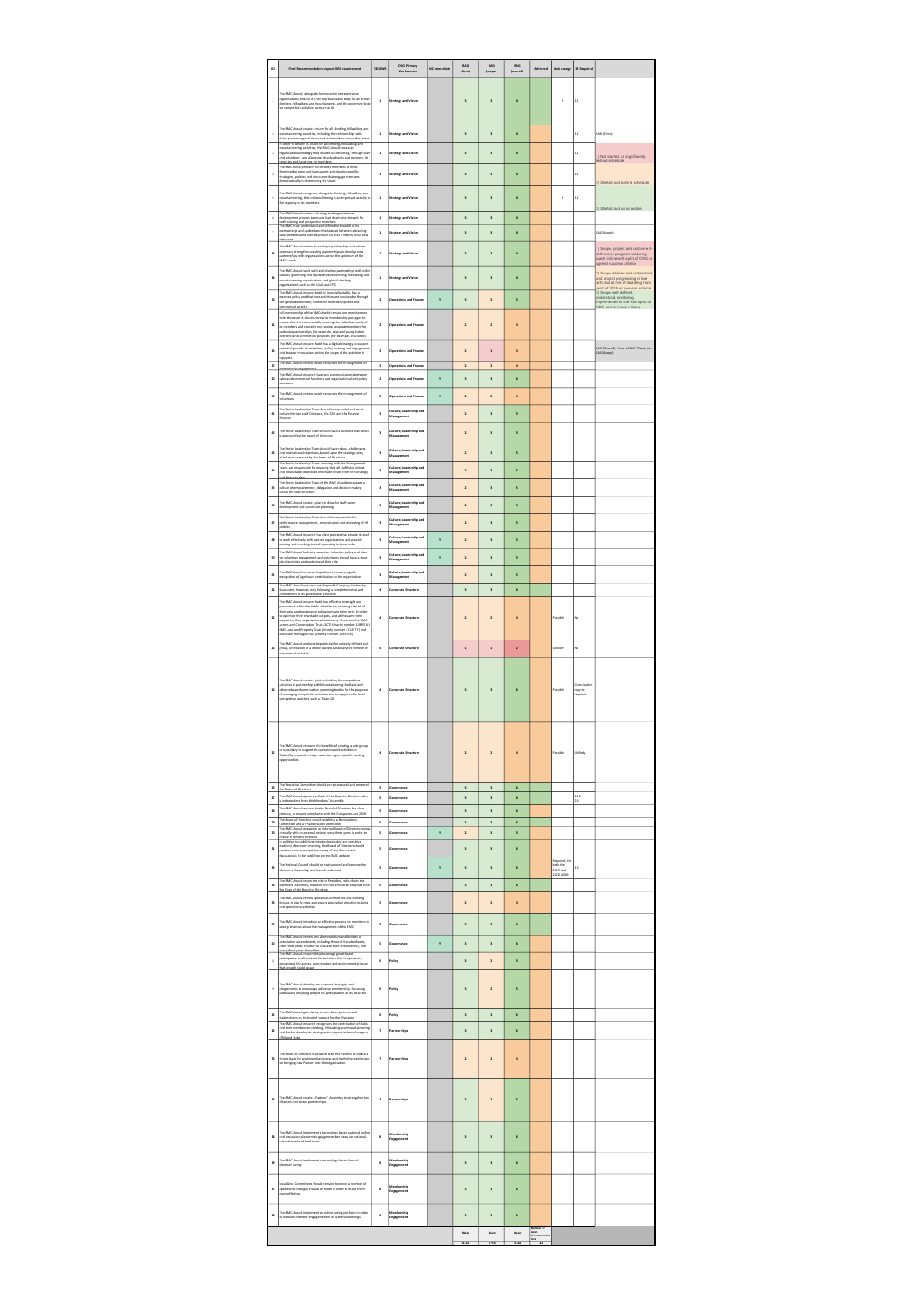| O.1 | Final Recommendation or post-OEG requirement | OEG WS | OEG Primary Workstream | SC Immediate | RAG (time) | RAG (scope) | RAG (overall) | Achieved | AoA change | SS Required |
|---|---|---|---|---|---|---|---|---|---|---|
| 1 | The BMC should, alongside home nation representative organisations, ensure it is the representative body for all British climbers, hillwalkers and mountaineers, and the governing body for competition activities across the UK | 1 | Strategy and Vision | | 3 | 3 | 6 | | Y | 1.1 |
| 2 | The BMC should create a vision for all climbing, hillwalking and mountaineering activities, including the relationship with clubs, partner organisations and stakeholders across the sector | 1 | Strategy and Vision | | 3 | 3 | 6 | | | 1.1 |
| 3 | In order to deliver its vision for all climbing, hillwalking and mountaineering activities, the BMC should create an organisational strategy that focuses on delivering, through staff and volunteers, and alongside its subsidiaries and partners, its priorities and functions for members | 1 | Strategy and Vision | | 3 | 3 | 6 | | | 1.1 |
| 4 | The BMC exists primarily to serve its members. It must therefore be open and transparent and develop specific strategies, policies and structures that engage members democratically in determining its future | 1 | Strategy and Vision | | 3 | 3 | 6 | | | 1.1 |
| 5 | The BMC should recognise, alongside climbing, hillwalking and mountaineering, that indoor climbing is an important activity to the majority of its members | 1 | Strategy and Vision | | 3 | 3 | 6 | | Y | 1.1 |
| 6 | The BMC should create a strategic and organisational development process to ensure that it remains relevant for both existing and prospective members | 1 | Strategy and Vision | | 3 | 3 | 6 | | | |
| 7 | The BMC must understand and define the breadth of its membership and understand the balance between attracting new members and over expansion so that it retains focus and relevance | 1 | Strategy and Vision | | 3 | 3 | 6 | | | |
| 13 | The BMC should review its strategic partnerships and where necessary strengthen existing partnerships or develop new partnerships with organisations across the spectrum of the BMC's work | 1 | Strategy and Vision | | 3 | 3 | 6 | | | |
| 14 | The BMC should work with and develop partnerships with other nations' governing and representative climbing, hillwalking and mountaineering organisations and global climbing organisations such as the UIAA and IFSC | 1 | Strategy and Vision | | 3 | 3 | 6 | | | |
| 10 | The BMC should ensure that it is financially stable, has a reserves policy and that core activities are sustainable through self generated income, both from membership fees and commercial activity | 2 | Operations and Finance | Y | 3 | 2 | 5 | | | |
| 11 | Full membership of the BMC should cost one member one time. However, it should review its membership packages to ensure that it is commercially meeting the individual needs of its members and consider non-voting associate members for particular partnerships (for example, new and young indoor climbers) and commercial purposes (for example, insurance) | 2 | Operations and Finance | | 2 | 2 | 4 | | | |
| 16 | The BMC should ensure that it has a digital strategy to support potential growth, its members, clubs, forming and engagement and broader innovations within the scope of the activities it supports | 2 | Operations and Finance | | 2 | 1 | 3 | | | |
| 17 | The BMC should review how it resources the management of membership engagement | 2 | Operations and Finance | | 2 | 2 | 4 | | | |
| 20 | The BMC should ensure it balances communications between sales and commercial functions and organisational and policy functions | 2 | Operations and Finance | Y | 3 | 3 | 6 | | | |
| 49 | The BMC should review how it resources the management of volunteers | 2 | Operations and Finance | Y | 3 | 3 | 6 | | | |
| 41 | The Senior Leadership Team should be expanded and must include the two staff Directors, the CEO and the Finance Director | 3 | Culture, Leadership and Management | | 2 | 3 | 5 | | | |
| 42 | The Senior Leadership Team should have a business plan which is approved by the Board of Directors | 3 | Culture, Leadership and Management | | 2 | 3 | 5 | | | |
| 43 | The Senior Leadership Team should have robust, challenging and motivational objectives, based upon the strategic plan, which are measured by the Board of Directors | 3 | Culture, Leadership and Management | | 2 | 3 | 5 | | | |
| 44 | The Senior Leadership Team, working with the Management Team, are responsible for ensuring that all staff have robust and measurable objectives which are driven from the strategy and business plan | 3 | Culture, Leadership and Management | | 2 | 3 | 5 | | | |
| 45 | The Senior Leadership Team of the BMC should encourage a culture of empowerment, delegation and decision making across the staff structure | 3 | Culture, Leadership and Management | | 2 | 3 | 5 | | | |
| 46 | The BMC should create a plan to allow for staff career development and succession planning | 3 | Culture, Leadership and Management | | 2 | 3 | 5 | | | |
| 47 | The Senior Leadership Team should be responsible for performance management, remuneration and reviewing of HR policies | 3 | Culture, Leadership and Management | | 2 | 3 | 5 | | | |
| 48 | The BMC should ensure it has clear policies that enable its staff to work effectively with partner organisations and provide training and coaching to staff operating in those roles | 3 | Culture, Leadership and Management | Y | 2 | 3 | 5 | | | |
| 50 | The BMC should look at a volunteer induction policy and plan for volunteer engagement and volunteers should have a clear job description and understand their role | 3 | Culture, Leadership and Management | Y | 2 | 3 | 5 | | | |
| 51 | The BMC should enhance its policies to ensure regular recognition of significant contribution to the organisation | 3 | Culture, Leadership and Management | | 2 | 3 | 5 | | | |
| 21 | The BMC should remain a not for profit Company Limited by Guarantee; however, only following a complete review and amendment of its governance structure | 4 | Corporate Structure | | 3 | 3 | 6 | | | |
| 22 | The BMC should ensure that it has effective oversight and governance of its charitable subsidiaries, ensuring that all of their legal and governance obligations are being met, in order to optimise their charitable outputs, and at the same time respecting their organisational autonomy. These are the BMC Access and Conservation Trust (ACT) (charity number 1089141), BMC Land and Property Trust (charity number 1123977) and Mountain Heritage Trust (charity number 1085219) | 4 | Corporate Structure | | 2 | 2 | 4 | | Possible | No |
| 23 | The BMC should explore the potential for a clearly defined sub-group, or creation of a wholly owned subsidiary for some of its commercial activities | 4 | Corporate Structure | | 1 | 1 | 2 | | Unlikely | No |
| 24 | The BMC should create a joint subsidiary for competition activities in partnership with Mountaineering Scotland and other relevant home nation governing bodies for the purposes of managing competition activities and to support elite level competition activities such as Team GB | 4 | Corporate Structure | | 3 | 3 | 6 | | Possible | Consultation may be required |
| 25 | The BMC should research the benefits of creating a sub-group or subsidiary to support its operations and activities in Wales/Cymru, and to help maximise region-specific funding opportunities | 4 | Corporate Structure | | 2 | 2 | 4 | | Possible | Unlikely |
| 26 | The Executive Committee should be restructured and renamed the Board of Directors | 5 | Governance | | 3 | 3 | 6 | | | |
| 27 | The BMC should appoint a Chair of the Board of Directors who is independent from the Members' Assembly | 5 | Governance | | 3 | 3 | 6 | | | 2.1.6 2.6 |
| 28 | The BMC should ensure that its Board of Directors has clear primacy, as ensures compliance with the Companies Act 2006 | 5 | Governance | | 3 | 3 | 6 | | | |
| 29 | The Board of Directors should establish a Nominations Committee and a Finance/Audit Committee | 5 | Governance | | 3 | 3 | 6 | | | |
| 30 | The BMC should engage in an internal Board of Directors review annually with an external review every three years in order to ensure it remains effective | 5 | Governance | Y | 2 | 3 | 5 | | | |
| 31 | In addition to publishing minutes (excluding any sensitive matters) after every meeting, the Board of Directors should produce a communiqué (summary of key themes and discussions), to be published on the BMC website | 5 | Governance | | 3 | 3 | 6 | | | |
| 32 | The National Council should be restructured and become the Members' Assembly, and its role redefined | 5 | Governance | Y | 3 | 3 | 6 | | Required, for both the 2019 and 2020 AGM | 1.6 |
| 34 | The BMC should retain the role of President, who chairs the Members' Assembly, however the role should be separate from the Chair of the Board of Directors | 5 | Governance | | 3 | 3 | 6 | | | |
| 36 | The BMC should review Specialist Committees and Working Groups to clarify roles and ensure separation of policy making and operational activities | 5 | Governance | | 2 | 2 | 4 | | | |
| 38 | The BMC should introduce an effective process for members to raise grievances about the management of the BMC | 5 | Governance | | 3 | 3 | 6 | | | |
| 40 | The BMC should review any Memorandum and Articles of Association amendments, including those of its subsidiaries, after three years in order to evaluate their effectiveness, and every three years thereafter | 5 | Governance | Y | 3 | 3 | 6 | | | |
| 8 | The BMC should proactively encourage growth and participation in all areas of the activities that it represents, recognising the access, conservation and environmental issues that growth could cause | 6 | Policy | | 3 | 2 | 5 | | | |
| 9 | The BMC should develop and support strategies and programmes to encourage a diverse membership, focussing particularly on young people, to participate in all its activities | 6 | Policy | | 3 | 2 | 5 | | | |
| 15 | The BMC should give clarity to members, partners and stakeholders on its level of support for the Olympics | 6 | Policy | | 3 | 3 | 6 | | | |
| 12 | The BMC should ensure it recognises the contribution of clubs and their members to climbing, hillwalking and mountaineering and further develop its strategies to support its broad range of affiliated clubs | 7 | Partnerships | | 3 | 3 | 6 | | | |
| 52 | The Board of Directors must work with the Partners to create a strong basis for working relationship and clarify the mechanism for bringing new Partners into the organisation | 7 | Partnerships | | 2 | 2 | 4 | | | |
| 53 | The BMC should create a Partners' Assembly to strengthen key alliances and sector partnerships | 7 | Partnerships | | 3 | 2 | 5 | | | |
| 18 | The BMC should implement a technology based national polling and discussion platform to gauge member views on national, international and local issues | 8 | Membership Engagement | | 3 | 3 | 6 | | | |
| 19 | The BMC should implement a technology based Annual Member Survey | 8 | Membership Engagement | | 3 | 3 | 6 | | | |
| 37 | Local Area Committees should remain, however a number of operational changes should be made in order to make them more effective | 8 | Membership Engagement | | 3 | 3 | 6 | | | |
| 35 | The BMC should implement an online voting platform in order to increase member engagement in its General Meetings | 8 | Membership Engagement | | 3 | 3 | 6 | | | |
| | | | | | Mean | Mean | Mean | Number of recommendations | | |
| | | | | | 2.69 | 2.76 | 5.46 | 48 | | |

RAG (Time):

1) Not started, or significantly behind schedule

2) Started and behind schedule

3) Started and on schedule

RAG (Scope):

1) Scope, project and outcomes ill-defined, or progress not being made in line with spirit of ORG or agreed success criteria

2) Scope defined and understood, and project progressing in line with, but at risk of deviating from spirit of ORG or success criteria

3) Scope well defined, understood, and being implemented in line with spirit of ORG and success criteria

RAG (Overall) = Sum of RAG (Time) and RAG (Scope)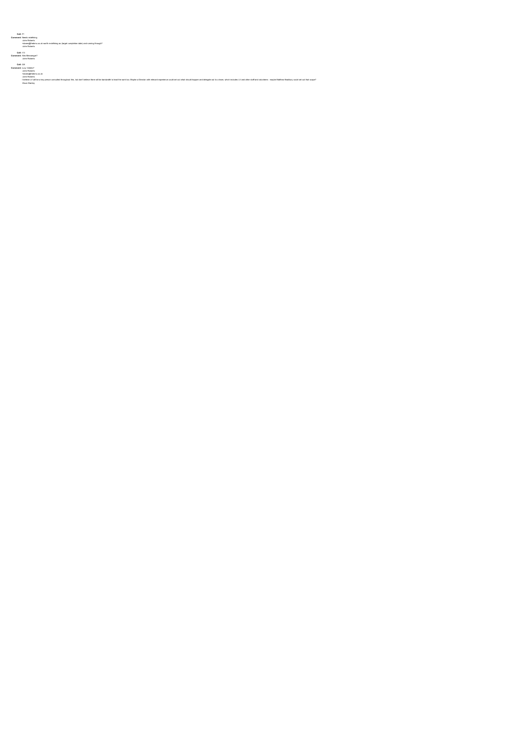**Cell:** F7
**Comment:** Needs redefining
-John Roberts
+doves@freberu.co.uk worth redefining as (target completion date) and running through?
-John Roberts

**Cell:** I13
**Comment:** Alex Messenger?
-John Roberts

**Cell:** I38
**Comment:** Lucy Valerio?
-John Roberts
+doves@freberu.co.uk
-John Roberts
I believe LV will be a key person consulted throughout this, but don't believe there will be bandwidth to lead the work too. Maybe a Director with relevant experience could set out what should happen and delegate out to a team, which includes LV and other staff and volunteers - maybe Matthew Bradbury could set out that scope?
-Dave Stanley